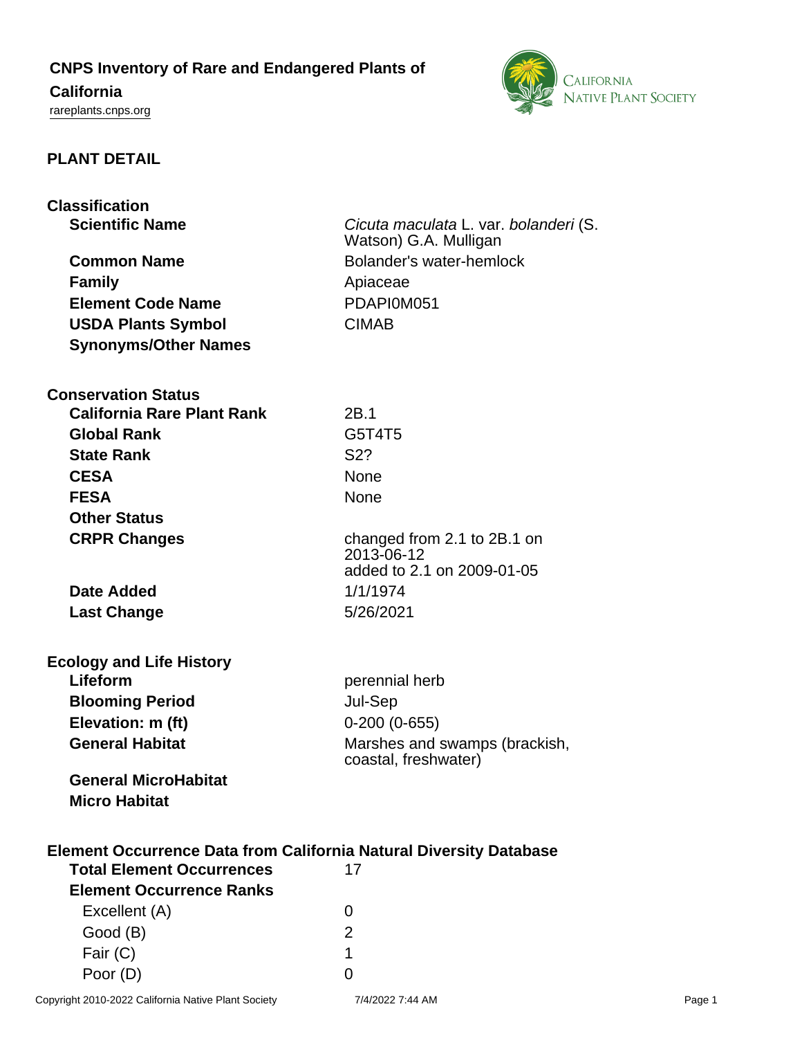# CNPS Inventory of Rare and Endangered Plants of California

rareplants.cnps.org

## PLANT DETAIL

### Classification

| | |
|---|---|
| **Scientific Name** | *Cicuta maculata* L. var. *bolanderi* (S. Watson) G.A. Mulligan |
| **Common Name** | Bolander's water-hemlock |
| **Family** | Apiaceae |
| **Element Code Name** | PDAPI0M051 |
| **USDA Plants Symbol** | CIMAB |
| **Synonyms/Other Names** | |

### Conservation Status

| | |
|---|---|
| **California Rare Plant Rank** | 2B.1 |
| **Global Rank** | G5T4T5 |
| **State Rank** | S2? |
| **CESA** | None |
| **FESA** | None |
| **Other Status** | |
| **CRPR Changes** | changed from 2.1 to 2B.1 on 2013-06-12<br>added to 2.1 on 2009-01-05 |
| **Date Added** | 1/1/1974 |
| **Last Change** | 5/26/2021 |

### Ecology and Life History

| | |
|---|---|
| **Lifeform** | perennial herb |
| **Blooming Period** | Jul-Sep |
| **Elevation: m (ft)** | 0-200 (0-655) |
| **General Habitat** | Marshes and swamps (brackish, coastal, freshwater) |
| **General MicroHabitat** | |
| **Micro Habitat** | |

### Element Occurrence Data from California Natural Diversity Database

| | |
|---|---|
| **Total Element Occurrences** | 17 |
| **Element Occurrence Ranks** | |
| Excellent (A) | 0 |
| Good (B) | 2 |
| Fair (C) | 1 |
| Poor (D) | 0 |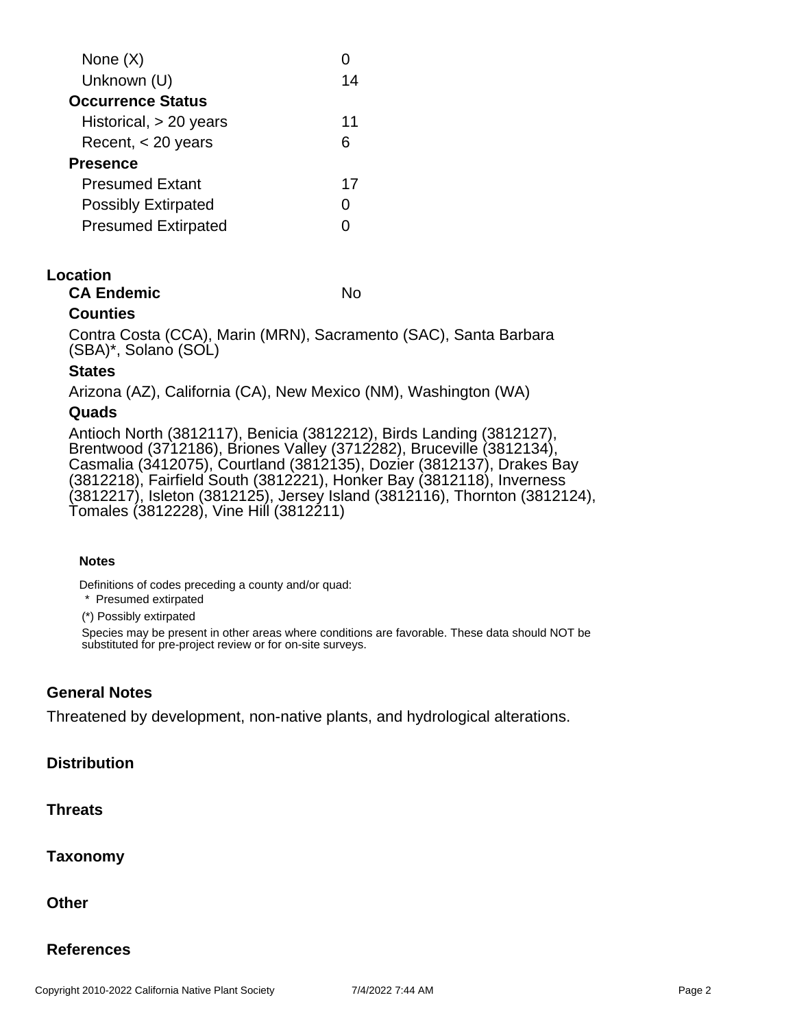| | |
|---|---|
| None (X) | 0 |
| Unknown (U) | 14 |
| **Occurrence Status** | |
| Historical, > 20 years | 11 |
| Recent, < 20 years | 6 |
| **Presence** | |
| Presumed Extant | 17 |
| Possibly Extirpated | 0 |
| Presumed Extirpated | 0 |

## Location

**CA Endemic** No

### Counties

Contra Costa (CCA), Marin (MRN), Sacramento (SAC), Santa Barbara (SBA)*, Solano (SOL)

### States

Arizona (AZ), California (CA), New Mexico (NM), Washington (WA)

### Quads

Antioch North (3812117), Benicia (3812212), Birds Landing (3812127), Brentwood (3712186), Briones Valley (3712282), Bruceville (3812134), Casmalia (3412075), Courtland (3812135), Dozier (3812137), Drakes Bay (3812218), Fairfield South (3812221), Honker Bay (3812118), Inverness (3812217), Isleton (3812125), Jersey Island (3812116), Thornton (3812124), Tomales (3812228), Vine Hill (3812211)

**Notes**

Definitions of codes preceding a county and/or quad:

* Presumed extirpated

(*) Possibly extirpated

Species may be present in other areas where conditions are favorable. These data should NOT be substituted for pre-project review or for on-site surveys.

## General Notes

Threatened by development, non-native plants, and hydrological alterations.

## Distribution

## Threats

## Taxonomy

## Other

## References